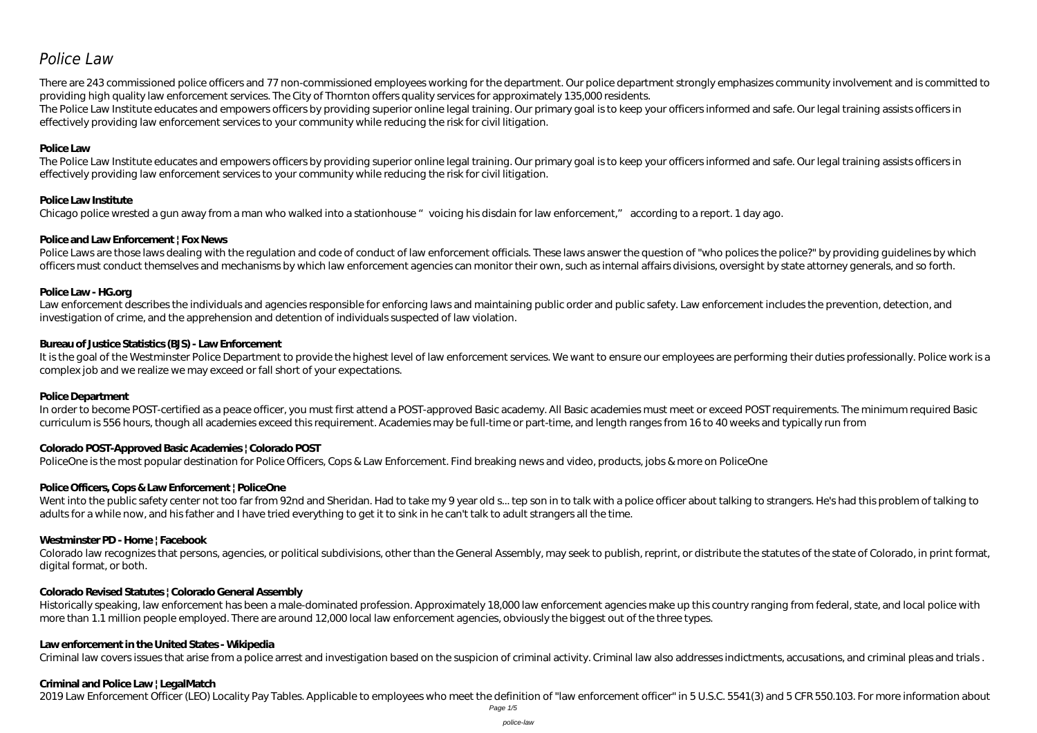# *Police Law*

There are 243 commissioned police officers and 77 non-commissioned employees working for the department. Our police department strongly emphasizes community involvement and is committed to providing high quality law enforcement services. The City of Thornton offers quality services for approximately 135,000 residents.

The Police Law Institute educates and empowers officers by providing superior online legal training. Our primary goal is to keep your officers informed and safe. Our legal training assists officers in effectively providing law enforcement services to your community while reducing the risk for civil litigation.

**Police Law**

The Police Law Institute educates and empowers officers by providing superior online legal training. Our primary goal is to keep your officers informed and safe. Our legal training assists officers in effectively providing law enforcement services to your community while reducing the risk for civil litigation.

**Police Law Institute**

Chicago police wrested a gun away from a man who walked into a stationhouse "voicing his disdain for law enforcement," according to a report. 1 day ago.

**Police and Law Enforcement | Fox News**

Police Laws are those laws dealing with the regulation and code of conduct of law enforcement officials. These laws answer the question of "who polices the police?" by providing guidelines by which officers must conduct themselves and mechanisms by which law enforcement agencies can monitor their own, such as internal affairs divisions, oversight by state attorney generals, and so forth.

**Police Law - HG.org**

Law enforcement describes the individuals and agencies responsible for enforcing laws and maintaining public order and public safety. Law enforcement includes the prevention, detection, and investigation of crime, and the apprehension and detention of individuals suspected of law violation.

**Bureau of Justice Statistics (BJS) - Law Enforcement**

It is the goal of the Westminster Police Department to provide the highest level of law enforcement services. We want to ensure our employees are performing their duties professionally. Police work is a complex job and we realize we may exceed or fall short of your expectations.

**Police Department**

In order to become POST-certified as a peace officer, you must first attend a POST-approved Basic academy. All Basic academies must meet or exceed POST requirements. The minimum required Basic curriculum is 556 hours, though all academies exceed this requirement. Academies may be full-time or part-time, and length ranges from 16 to 40 weeks and typically run from

**Colorado POST-Approved Basic Academies | Colorado POST**

PoliceOne is the most popular destination for Police Officers, Cops & Law Enforcement. Find breaking news and video, products, jobs & more on PoliceOne

**Police Officers, Cops & Law Enforcement | PoliceOne**

Went into the public safety center not too far from 92nd and Sheridan. Had to take my 9 year old s... tep son in to talk with a police officer about talking to strangers. He's had this problem of talking to adults for a while now, and his father and I have tried everything to get it to sink in he can't talk to adult strangers all the time.

**Westminster PD - Home | Facebook**

Colorado law recognizes that persons, agencies, or political subdivisions, other than the General Assembly, may seek to publish, reprint, or distribute the statutes of the state of Colorado, in print format, digital format, or both.

**Colorado Revised Statutes | Colorado General Assembly**

Historically speaking, law enforcement has been a male-dominated profession. Approximately 18,000 law enforcement agencies make up this country ranging from federal, state, and local police with more than 1.1 million people employed. There are around 12,000 local law enforcement agencies, obviously the biggest out of the three types.

**Law enforcement in the United States - Wikipedia**

Criminal law covers issues that arise from a police arrest and investigation based on the suspicion of criminal activity. Criminal law also addresses indictments, accusations, and criminal pleas and trials .

**Criminal and Police Law | LegalMatch**

2019 Law Enforcement Officer (LEO) Locality Pay Tables. Applicable to employees who meet the definition of "law enforcement officer" in 5 U.S.C. 5541(3) and 5 CFR 550.103. For more information about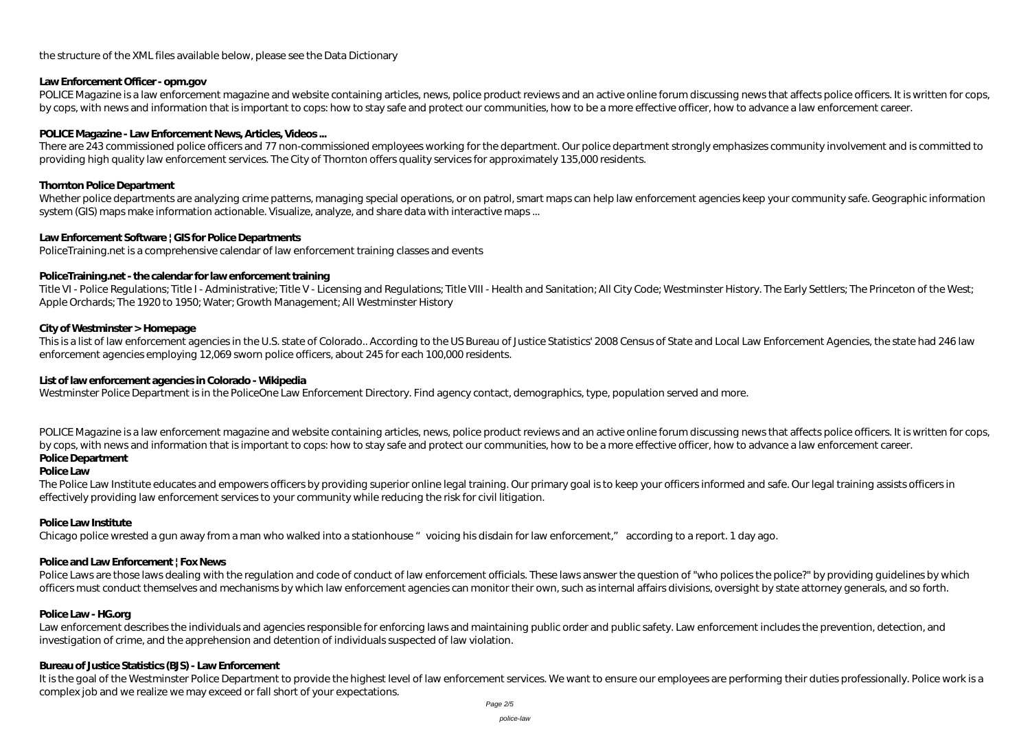the structure of the XML files available below, please see the Data Dictionary

**Law Enforcement Officer - opm.gov**

POLICE Magazine is a law enforcement magazine and website containing articles, news, police product reviews and an active online forum discussing news that affects police officers. It is written for cops, by cops, with news and information that is important to cops: how to stay safe and protect our communities, how to be a more effective officer, how to advance a law enforcement career.

**POLICE Magazine - Law Enforcement News, Articles, Videos ...**

There are 243 commissioned police officers and 77 non-commissioned employees working for the department. Our police department strongly emphasizes community involvement and is committed to providing high quality law enforcement services. The City of Thornton offers quality services for approximately 135,000 residents.

**Thornton Police Department**

Whether police departments are analyzing crime patterns, managing special operations, or on patrol, smart maps can help law enforcement agencies keep your community safe. Geographic information system (GIS) maps make information actionable. Visualize, analyze, and share data with interactive maps ...

**Law Enforcement Software | GIS for Police Departments**

PoliceTraining.net is a comprehensive calendar of law enforcement training classes and events

**PoliceTraining.net - the calendar for law enforcement training**

Title VI - Police Regulations; Title I - Administrative; Title V - Licensing and Regulations; Title VIII - Health and Sanitation; All City Code; Westminster History. The Early Settlers; The Princeton of the West; Apple Orchards; The 1920 to 1950; Water; Growth Management; All Westminster History

**City of Westminster > Homepage**

This is a list of law enforcement agencies in the U.S. state of Colorado.. According to the US Bureau of Justice Statistics' 2008 Census of State and Local Law Enforcement Agencies, the state had 246 law enforcement agencies employing 12,069 sworn police officers, about 245 for each 100,000 residents.

**List of law enforcement agencies in Colorado - Wikipedia**

Westminster Police Department is in the PoliceOne Law Enforcement Directory. Find agency contact, demographics, type, population served and more.

POLICE Magazine is a law enforcement magazine and website containing articles, news, police product reviews and an active online forum discussing news that affects police officers. It is written for cops, by cops, with news and information that is important to cops: how to stay safe and protect our communities, how to be a more effective officer, how to advance a law enforcement career.

**Police Department**

**Police Law**

The Police Law Institute educates and empowers officers by providing superior online legal training. Our primary goal is to keep your officers informed and safe. Our legal training assists officers in effectively providing law enforcement services to your community while reducing the risk for civil litigation.

**Police Law Institute**

Chicago police wrested a gun away from a man who walked into a stationhouse "voicing his disdain for law enforcement," according to a report. 1 day ago.

**Police and Law Enforcement | Fox News**

Police Laws are those laws dealing with the regulation and code of conduct of law enforcement officials. These laws answer the question of "who polices the police?" by providing guidelines by which officers must conduct themselves and mechanisms by which law enforcement agencies can monitor their own, such as internal affairs divisions, oversight by state attorney generals, and so forth.

**Police Law - HG.org**

Law enforcement describes the individuals and agencies responsible for enforcing laws and maintaining public order and public safety. Law enforcement includes the prevention, detection, and investigation of crime, and the apprehension and detention of individuals suspected of law violation.

**Bureau of Justice Statistics (BJS) - Law Enforcement**

It is the goal of the Westminster Police Department to provide the highest level of law enforcement services. We want to ensure our employees are performing their duties professionally. Police work is a complex job and we realize we may exceed or fall short of your expectations.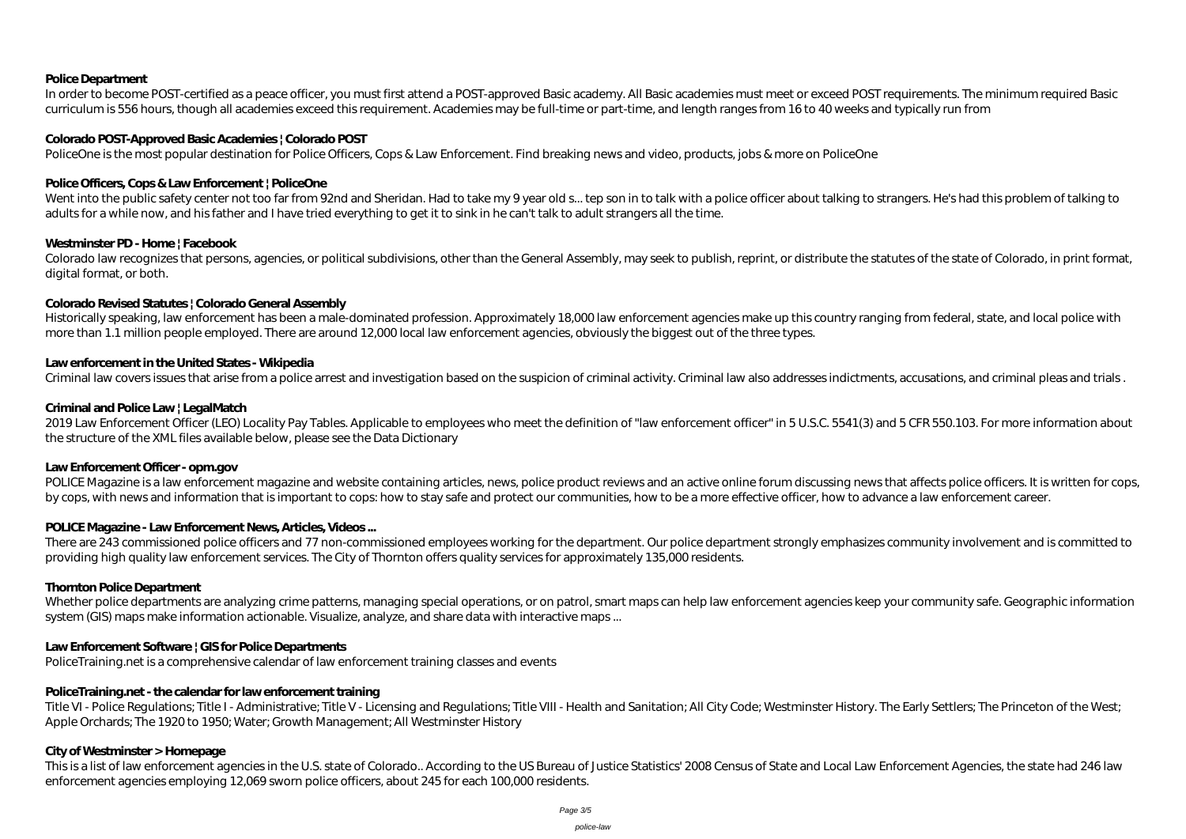**Police Department**

In order to become POST-certified as a peace officer, you must first attend a POST-approved Basic academy. All Basic academies must meet or exceed POST requirements. The minimum required Basic curriculum is 556 hours, though all academies exceed this requirement. Academies may be full-time or part-time, and length ranges from 16 to 40 weeks and typically run from

**Colorado POST-Approved Basic Academies | Colorado POST**

PoliceOne is the most popular destination for Police Officers, Cops & Law Enforcement. Find breaking news and video, products, jobs & more on PoliceOne

**Police Officers, Cops & Law Enforcement | PoliceOne**

Went into the public safety center not too far from 92nd and Sheridan. Had to take my 9 year old s... tep son in to talk with a police officer about talking to strangers. He's had this problem of talking to adults for a while now, and his father and I have tried everything to get it to sink in he can't talk to adult strangers all the time.

**Westminster PD - Home | Facebook**

Colorado law recognizes that persons, agencies, or political subdivisions, other than the General Assembly, may seek to publish, reprint, or distribute the statutes of the state of Colorado, in print format, digital format, or both.

**Colorado Revised Statutes | Colorado General Assembly**

Historically speaking, law enforcement has been a male-dominated profession. Approximately 18,000 law enforcement agencies make up this country ranging from federal, state, and local police with more than 1.1 million people employed. There are around 12,000 local law enforcement agencies, obviously the biggest out of the three types.

**Law enforcement in the United States - Wikipedia**

Criminal law covers issues that arise from a police arrest and investigation based on the suspicion of criminal activity. Criminal law also addresses indictments, accusations, and criminal pleas and trials .

**Criminal and Police Law | LegalMatch**

2019 Law Enforcement Officer (LEO) Locality Pay Tables. Applicable to employees who meet the definition of "law enforcement officer" in 5 U.S.C. 5541(3) and 5 CFR 550.103. For more information about the structure of the XML files available below, please see the Data Dictionary

**Law Enforcement Officer - opm.gov**

POLICE Magazine is a law enforcement magazine and website containing articles, news, police product reviews and an active online forum discussing news that affects police officers. It is written for cops, by cops, with news and information that is important to cops: how to stay safe and protect our communities, how to be a more effective officer, how to advance a law enforcement career.

**POLICE Magazine - Law Enforcement News, Articles, Videos ...**

There are 243 commissioned police officers and 77 non-commissioned employees working for the department. Our police department strongly emphasizes community involvement and is committed to providing high quality law enforcement services. The City of Thornton offers quality services for approximately 135,000 residents.

**Thornton Police Department**

Whether police departments are analyzing crime patterns, managing special operations, or on patrol, smart maps can help law enforcement agencies keep your community safe. Geographic information system (GIS) maps make information actionable. Visualize, analyze, and share data with interactive maps ...

**Law Enforcement Software | GIS for Police Departments**

PoliceTraining.net is a comprehensive calendar of law enforcement training classes and events

**PoliceTraining.net - the calendar for law enforcement training**

Title VI - Police Regulations; Title I - Administrative; Title V - Licensing and Regulations; Title VIII - Health and Sanitation; All City Code; Westminster History. The Early Settlers; The Princeton of the West; Apple Orchards; The 1920 to 1950; Water; Growth Management; All Westminster History

**City of Westminster > Homepage**

This is a list of law enforcement agencies in the U.S. state of Colorado.. According to the US Bureau of Justice Statistics' 2008 Census of State and Local Law Enforcement Agencies, the state had 246 law enforcement agencies employing 12,069 sworn police officers, about 245 for each 100,000 residents.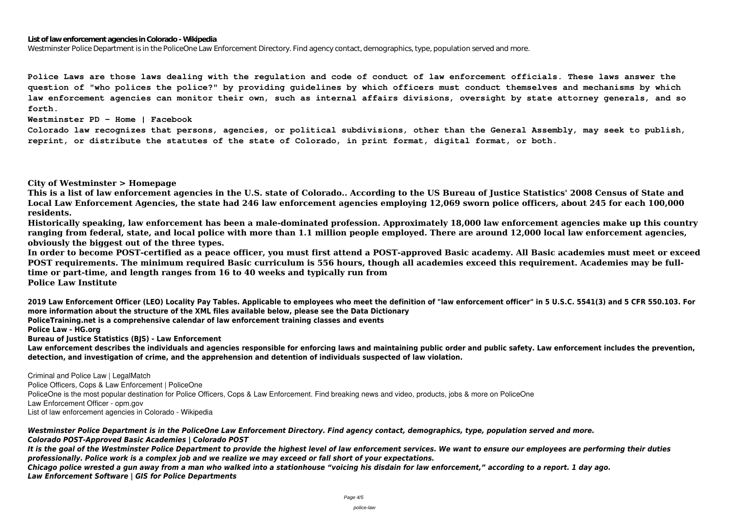**List of law enforcement agencies in Colorado - Wikipedia**

Westminster Police Department is in the PoliceOne Law Enforcement Directory. Find agency contact, demographics, type, population served and more.

**Police Laws are those laws dealing with the regulation and code of conduct of law enforcement officials. These laws answer the question of "who polices the police?" by providing guidelines by which officers must conduct themselves and mechanisms by which law enforcement agencies can monitor their own, such as internal affairs divisions, oversight by state attorney generals, and so forth.**

**Westminster PD - Home | Facebook**

**Colorado law recognizes that persons, agencies, or political subdivisions, other than the General Assembly, may seek to publish, reprint, or distribute the statutes of the state of Colorado, in print format, digital format, or both.**

**City of Westminster > Homepage**

**This is a list of law enforcement agencies in the U.S. state of Colorado.. According to the US Bureau of Justice Statistics' 2008 Census of State and Local Law Enforcement Agencies, the state had 246 law enforcement agencies employing 12,069 sworn police officers, about 245 for each 100,000 residents.**

**Historically speaking, law enforcement has been a male-dominated profession. Approximately 18,000 law enforcement agencies make up this country ranging from federal, state, and local police with more than 1.1 million people employed. There are around 12,000 local law enforcement agencies, obviously the biggest out of the three types.**

**In order to become POST-certified as a peace officer, you must first attend a POST-approved Basic academy. All Basic academies must meet or exceed POST requirements. The minimum required Basic curriculum is 556 hours, though all academies exceed this requirement. Academies may be full-time or part-time, and length ranges from 16 to 40 weeks and typically run from**

**Police Law Institute**

**2019 Law Enforcement Officer (LEO) Locality Pay Tables. Applicable to employees who meet the definition of "law enforcement officer" in 5 U.S.C. 5541(3) and 5 CFR 550.103. For more information about the structure of the XML files available below, please see the Data Dictionary**

**PoliceTraining.net is a comprehensive calendar of law enforcement training classes and events**

**Police Law - HG.org**

**Bureau of Justice Statistics (BJS) - Law Enforcement**

**Law enforcement describes the individuals and agencies responsible for enforcing laws and maintaining public order and public safety. Law enforcement includes the prevention, detection, and investigation of crime, and the apprehension and detention of individuals suspected of law violation.**

Criminal and Police Law | LegalMatch

Police Officers, Cops & Law Enforcement | PoliceOne

PoliceOne is the most popular destination for Police Officers, Cops & Law Enforcement. Find breaking news and video, products, jobs & more on PoliceOne

Law Enforcement Officer - opm.gov

List of law enforcement agencies in Colorado - Wikipedia

***Westminster Police Department is in the PoliceOne Law Enforcement Directory. Find agency contact, demographics, type, population served and more.***

***Colorado POST-Approved Basic Academies | Colorado POST***

***It is the goal of the Westminster Police Department to provide the highest level of law enforcement services. We want to ensure our employees are performing their duties professionally. Police work is a complex job and we realize we may exceed or fall short of your expectations.***

***Chicago police wrested a gun away from a man who walked into a stationhouse "voicing his disdain for law enforcement," according to a report. 1 day ago.***

***Law Enforcement Software | GIS for Police Departments***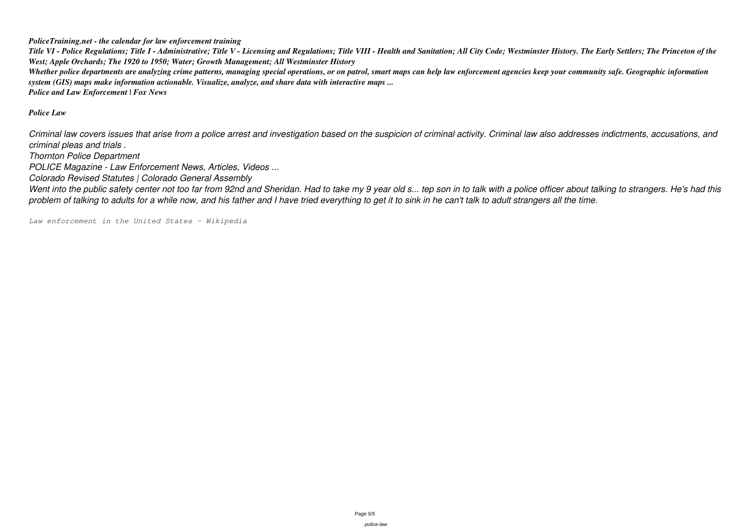***PoliceTraining.net - the calendar for law enforcement training***

***Title VI - Police Regulations; Title I - Administrative; Title V - Licensing and Regulations; Title VIII - Health and Sanitation; All City Code; Westminster History. The Early Settlers; The Princeton of the West; Apple Orchards; The 1920 to 1950; Water; Growth Management; All Westminster History***

***Whether police departments are analyzing crime patterns, managing special operations, or on patrol, smart maps can help law enforcement agencies keep your community safe. Geographic information system (GIS) maps make information actionable. Visualize, analyze, and share data with interactive maps ...***

***Police and Law Enforcement | Fox News***

*Police Law*

*Criminal law covers issues that arise from a police arrest and investigation based on the suspicion of criminal activity. Criminal law also addresses indictments, accusations, and criminal pleas and trials .*

*Thornton Police Department*

*POLICE Magazine - Law Enforcement News, Articles, Videos ...*

*Colorado Revised Statutes | Colorado General Assembly*

*Went into the public safety center not too far from 92nd and Sheridan. Had to take my 9 year old s... tep son in to talk with a police officer about talking to strangers. He's had this problem of talking to adults for a while now, and his father and I have tried everything to get it to sink in he can't talk to adult strangers all the time.*

*Law enforcement in the United States - Wikipedia*